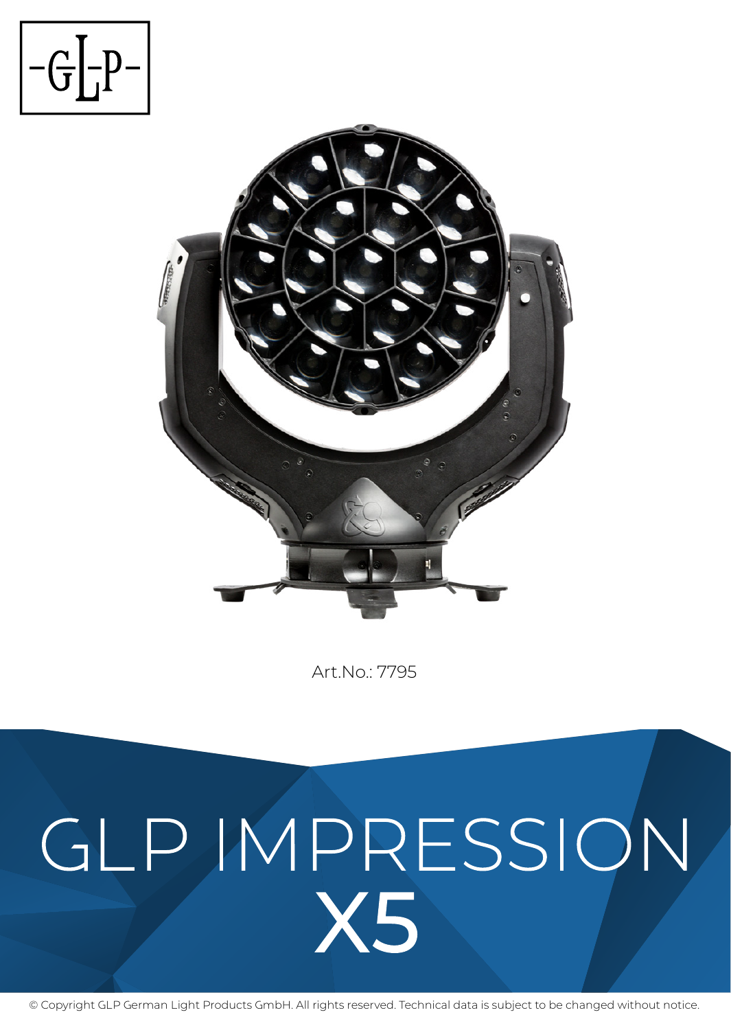-GLP-

Art.No.: 7795

# GLP IMPRESSION X5

© Copyright GLP German Light Products GmbH. All rights reserved. Technical data is subject to be changed without notice.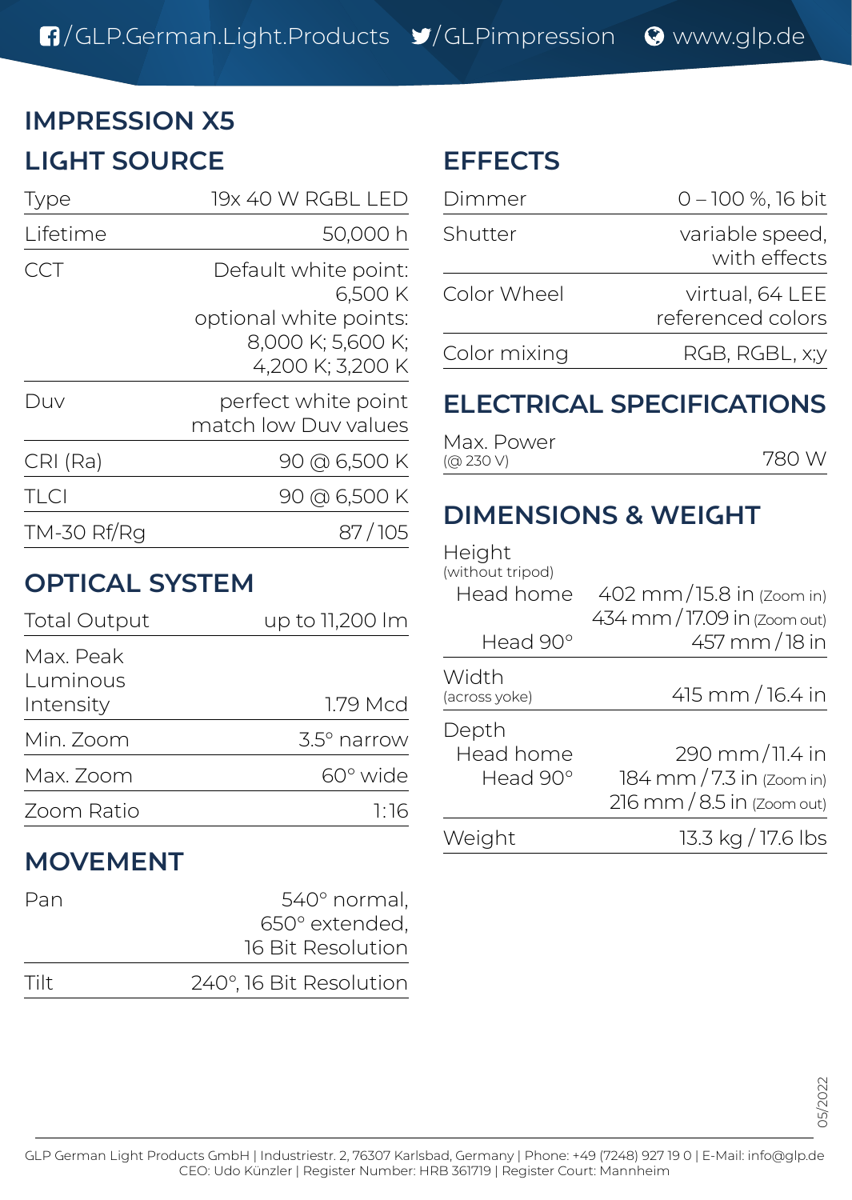/GLP.German.Light.Products /GLPimpression www.glp.de

# IMPRESSION X5

## LIGHT SOURCE

| | |
|---|---|
| Type | 19x 40 W RGBL LED |
| Lifetime | 50,000 h |
| CCT | Default white point: 6,500 K optional white points: 8,000 K; 5,600 K; 4,200 K; 3,200 K |
| Duv | perfect white point match low Duv values |
| CRI (Ra) | 90 @ 6,500 K |
| TLCI | 90 @ 6,500 K |
| TM-30 Rf/Rg | 87 / 105 |

## OPTICAL SYSTEM

| | |
|---|---|
| Total Output | up to 11,200 lm |
| Max. Peak Luminous Intensity | 1.79 Mcd |
| Min. Zoom | 3.5° narrow |
| Max. Zoom | 60° wide |
| Zoom Ratio | 1:16 |

## MOVEMENT

| | |
|---|---|
| Pan | 540° normal, 650° extended, 16 Bit Resolution |
| Tilt | 240°, 16 Bit Resolution |

## EFFECTS

| | |
|---|---|
| Dimmer | 0 – 100 %, 16 bit |
| Shutter | variable speed, with effects |
| Color Wheel | virtual, 64 LEE referenced colors |
| Color mixing | RGB, RGBL, x;y |

## ELECTRICAL SPECIFICATIONS

| | |
|---|---|
| Max. Power (@ 230 V) | 780 W |

## DIMENSIONS & WEIGHT

| | | |
|---|---|---|
| Height (without tripod) | Head home | 402 mm / 15.8 in (Zoom in) 434 mm / 17.09 in (Zoom out) |
| | Head 90° | 457 mm / 18 in |
| Width (across yoke) | | 415 mm / 16.4 in |
| Depth | Head home | 290 mm / 11.4 in |
| | Head 90° | 184 mm / 7.3 in (Zoom in) 216 mm / 8.5 in (Zoom out) |
| Weight | | 13.3 kg / 17.6 lbs |

05/2022

GLP German Light Products GmbH | Industriestr. 2, 76307 Karlsbad, Germany | Phone: +49 (7248) 927 19 0 | E-Mail: info@glp.de
CEO: Udo Künzler | Register Number: HRB 361719 | Register Court: Mannheim